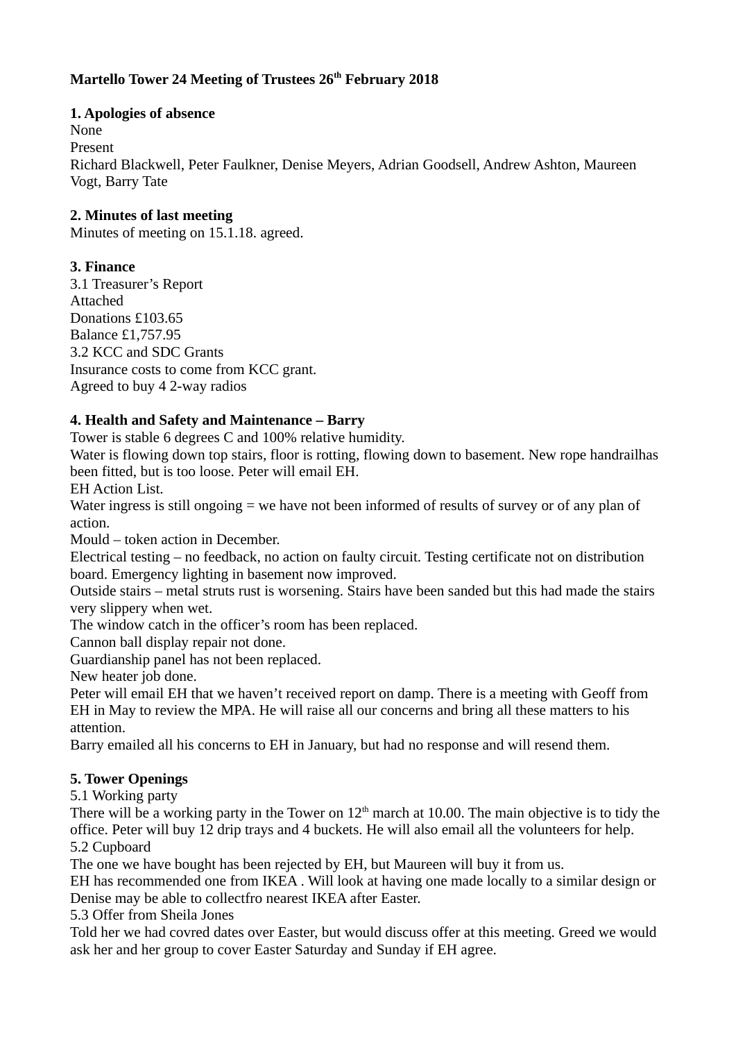**Martello Tower 24 Meeting of Trustees 26th February 2018**

**1. Apologies of absence**
None
Present
Richard Blackwell, Peter Faulkner, Denise Meyers, Adrian Goodsell, Andrew Ashton, Maureen Vogt, Barry Tate

**2. Minutes of last meeting**
Minutes of meeting on 15.1.18. agreed.

**3. Finance**
3.1 Treasurer's Report
Attached
Donations £103.65
Balance £1,757.95
3.2 KCC and SDC Grants
Insurance costs to come from KCC grant.
Agreed to buy 4 2-way radios

**4. Health and Safety and Maintenance – Barry**
Tower is stable 6 degrees C and 100% relative humidity.
Water is flowing down top stairs, floor is rotting, flowing down to basement. New rope handrailhas been fitted, but is too loose. Peter will email EH.
EH Action List.
Water ingress is still ongoing = we have not been informed of results of survey or of any plan of action.
Mould – token action in December.
Electrical testing – no feedback, no action on faulty circuit. Testing certificate not on distribution board. Emergency lighting in basement now improved.
Outside stairs – metal struts rust is worsening. Stairs have been sanded but this had made the stairs very slippery when wet.
The window catch in the officer's room has been replaced.
Cannon ball display repair not done.
Guardianship panel has not been replaced.
New heater job done.
Peter will email EH that we haven't received report on damp. There is a meeting with Geoff from EH in May to review the MPA. He will raise all our concerns and bring all these matters to his attention.
Barry emailed all his concerns to EH in January, but had no response and will resend them.

**5. Tower Openings**
5.1 Working party
There will be a working party in the Tower on 12th march at 10.00. The main objective is to tidy the office. Peter will buy 12 drip trays and 4 buckets. He will also email all the volunteers for help.
5.2 Cupboard
The one we have bought has been rejected by EH, but Maureen will buy it from us.
EH has recommended one from IKEA . Will look at having one made locally to a similar design or Denise may be able to collectfro nearest IKEA after Easter.
5.3 Offer from Sheila Jones
Told her we had covred dates over Easter, but would discuss offer at this meeting. Greed we would ask her and her group to cover Easter Saturday and Sunday if EH agree.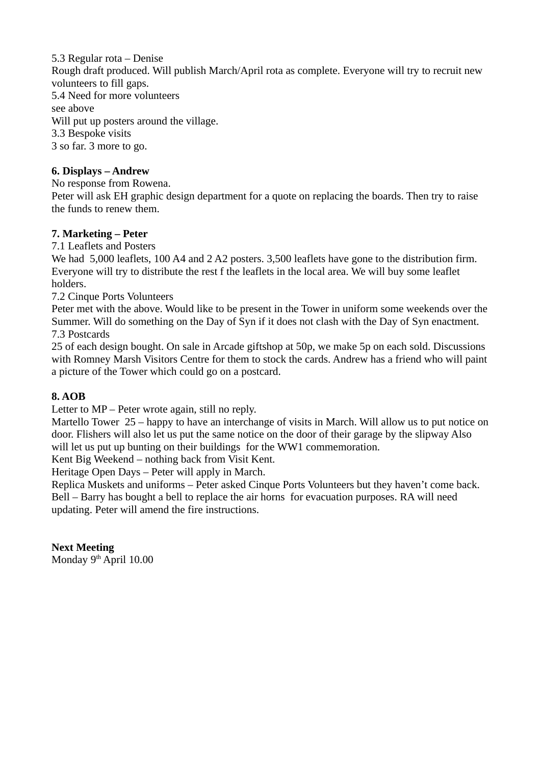5.3 Regular rota – Denise
Rough draft produced. Will publish March/April rota as complete. Everyone will try to recruit new volunteers to fill gaps.
5.4 Need for more volunteers
see above
Will put up posters around the village.
3.3 Bespoke visits
3 so far. 3 more to go.

**6. Displays – Andrew**
No response from Rowena.
Peter will ask EH graphic design department for a quote on replacing the boards. Then try to raise the funds to renew them.

**7. Marketing – Peter**
7.1 Leaflets and Posters
We had 5,000 leaflets, 100 A4 and 2 A2 posters. 3,500 leaflets have gone to the distribution firm. Everyone will try to distribute the rest f the leaflets in the local area. We will buy some leaflet holders.
7.2 Cinque Ports Volunteers
Peter met with the above. Would like to be present in the Tower in uniform some weekends over the Summer. Will do something on the Day of Syn if it does not clash with the Day of Syn enactment.
7.3 Postcards
25 of each design bought. On sale in Arcade giftshop at 50p, we make 5p on each sold. Discussions with Romney Marsh Visitors Centre for them to stock the cards. Andrew has a friend who will paint a picture of the Tower which could go on a postcard.

**8. AOB**
Letter to MP – Peter wrote again, still no reply.
Martello Tower 25 – happy to have an interchange of visits in March. Will allow us to put notice on door. Flishers will also let us put the same notice on the door of their garage by the slipway Also will let us put up bunting on their buildings for the WW1 commemoration.
Kent Big Weekend – nothing back from Visit Kent.
Heritage Open Days – Peter will apply in March.
Replica Muskets and uniforms – Peter asked Cinque Ports Volunteers but they haven't come back.
Bell – Barry has bought a bell to replace the air horns for evacuation purposes. RA will need updating. Peter will amend the fire instructions.

**Next Meeting**
Monday 9th April 10.00